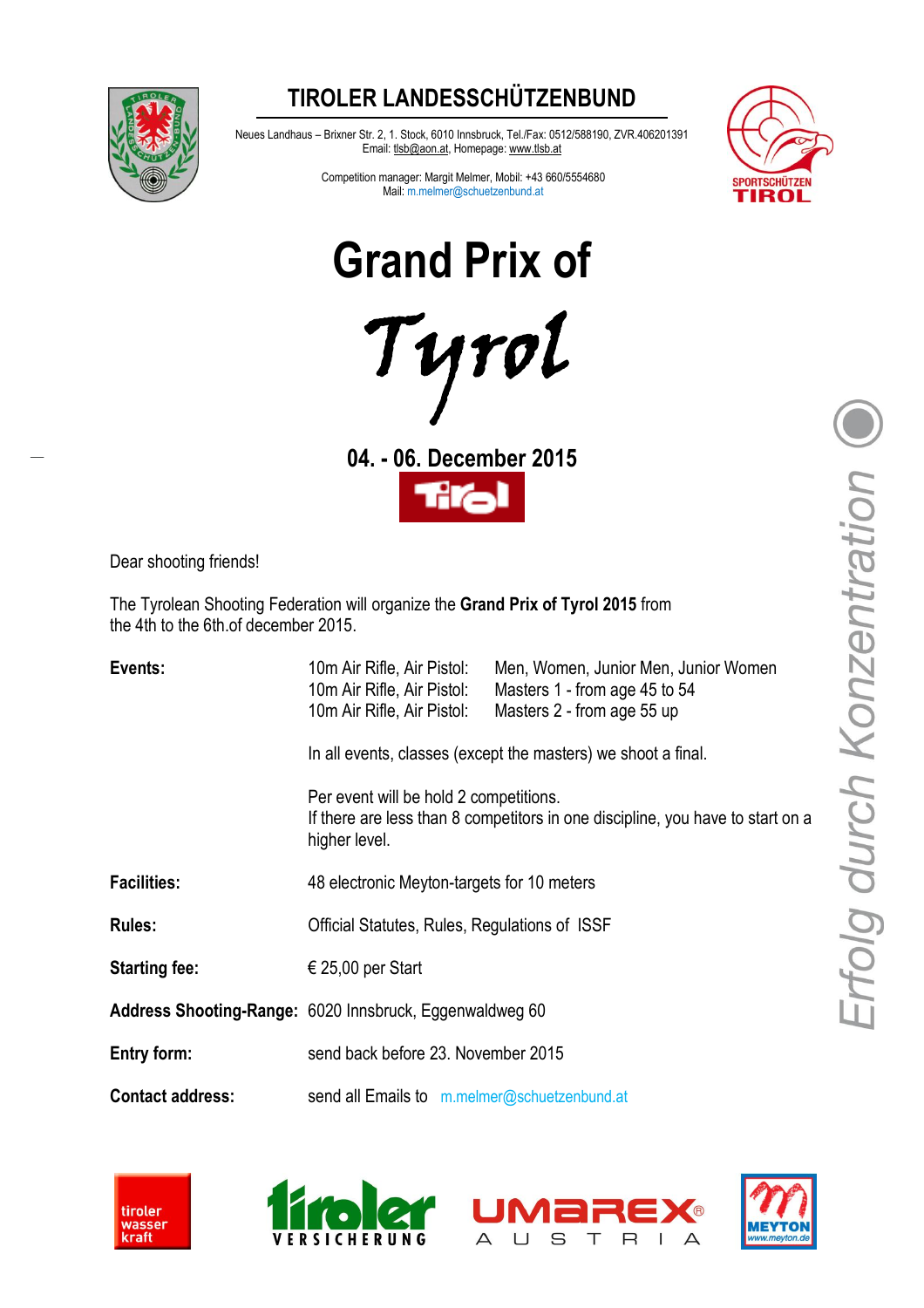# TIROLER LANDESSCHÜTZENBUND

Neues Landhaus – Brixner Str. 2, 1. Stock, 6010 Innsbruck, Tel./Fax: 0512/588190, ZVR.406201391
Email: tlsb@aon.at, Homepage: www.tlsb.at

Competition manager: Margit Melmer, Mobil: +43 660/5554680
Mail: m.melmer@schuetzenbund.at

# Grand Prix of Tyrol

## 04. - 06. December 2015

Dear shooting friends!

The Tyrolean Shooting Federation will organize the **Grand Prix of Tyrol 2015** from the 4th to the 6th.of december 2015.

**Events:**

10m Air Rifle, Air Pistol: Men, Women, Junior Men, Junior Women
10m Air Rifle, Air Pistol: Masters 1 - from age 45 to 54
10m Air Rifle, Air Pistol: Masters 2 - from age 55 up

In all events, classes (except the masters) we shoot a final.

Per event will be hold 2 competitions.
If there are less than 8 competitors in one discipline, you have to start on a higher level.

**Facilities:** 48 electronic Meyton-targets for 10 meters

**Rules:** Official Statutes, Rules, Regulations of ISSF

**Starting fee:** € 25,00 per Start

**Address Shooting-Range:** 6020 Innsbruck, Eggenwaldweg 60

**Entry form:** send back before 23. November 2015

**Contact address:** send all Emails to m.melmer@schuetzenbund.at

*Erfolg durch Konzentration*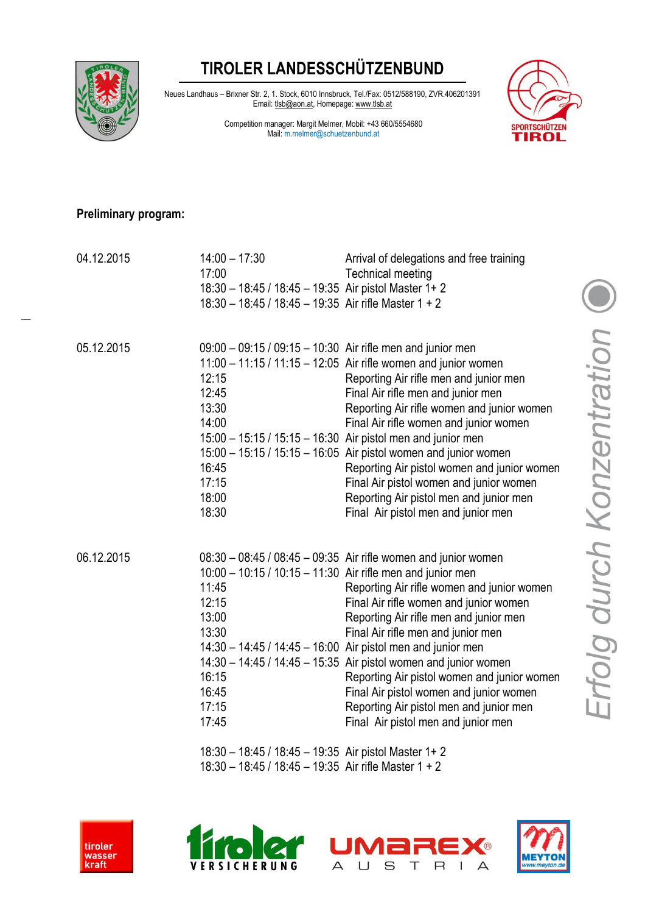# TIROLER LANDESSCHÜTZENBUND

Neues Landhaus – Brixner Str. 2, 1. Stock, 6010 Innsbruck, Tel./Fax: 0512/588190, ZVR.406201391
Email: tlsb@aon.at, Homepage: www.tlsb.at

Competition manager: Margit Melmer, Mobil: +43 660/5554680
Mail: m.melmer@schuetzenbund.at

SPORTSCHÜTZEN TIROL

**Preliminary program:**

| | | |
|---|---|---|
| 04.12.2015 | 14:00 – 17:30 | Arrival of delegations and free training |
| | 17:00 | Technical meeting |
| | 18:30 – 18:45 / 18:45 – 19:35 | Air pistol Master 1+ 2 |
| | 18:30 – 18:45 / 18:45 – 19:35 | Air rifle Master 1 + 2 |
| 05.12.2015 | 09:00 – 09:15 / 09:15 – 10:30 | Air rifle men and junior men |
| | 11:00 – 11:15 / 11:15 – 12:05 | Air rifle women and junior women |
| | 12:15 | Reporting Air rifle men and junior men |
| | 12:45 | Final Air rifle men and junior men |
| | 13:30 | Reporting Air rifle women and junior women |
| | 14:00 | Final Air rifle women and junior women |
| | 15:00 – 15:15 / 15:15 – 16:30 | Air pistol men and junior men |
| | 15:00 – 15:15 / 15:15 – 16:05 | Air pistol women and junior women |
| | 16:45 | Reporting Air pistol women and junior women |
| | 17:15 | Final Air pistol women and junior women |
| | 18:00 | Reporting Air pistol men and junior men |
| | 18:30 | Final Air pistol men and junior men |
| 06.12.2015 | 08:30 – 08:45 / 08:45 – 09:35 | Air rifle women and junior women |
| | 10:00 – 10:15 / 10:15 – 11:30 | Air rifle men and junior men |
| | 11:45 | Reporting Air rifle women and junior women |
| | 12:15 | Final Air rifle women and junior women |
| | 13:00 | Reporting Air rifle men and junior men |
| | 13:30 | Final Air rifle men and junior men |
| | 14:30 – 14:45 / 14:45 – 16:00 | Air pistol men and junior men |
| | 14:30 – 14:45 / 14:45 – 15:35 | Air pistol women and junior women |
| | 16:15 | Reporting Air pistol women and junior women |
| | 16:45 | Final Air pistol women and junior women |
| | 17:15 | Reporting Air pistol men and junior men |
| | 17:45 | Final Air pistol men and junior men |
| | 18:30 – 18:45 / 18:45 – 19:35 | Air pistol Master 1+ 2 |
| | 18:30 – 18:45 / 18:45 – 19:35 | Air rifle Master 1 + 2 |

*Erfolg durch Konzentration*

tiroler wasser kraft — tiroler VERSICHERUNG — UMAREX AUSTRIA — MEYTON www.meyton.de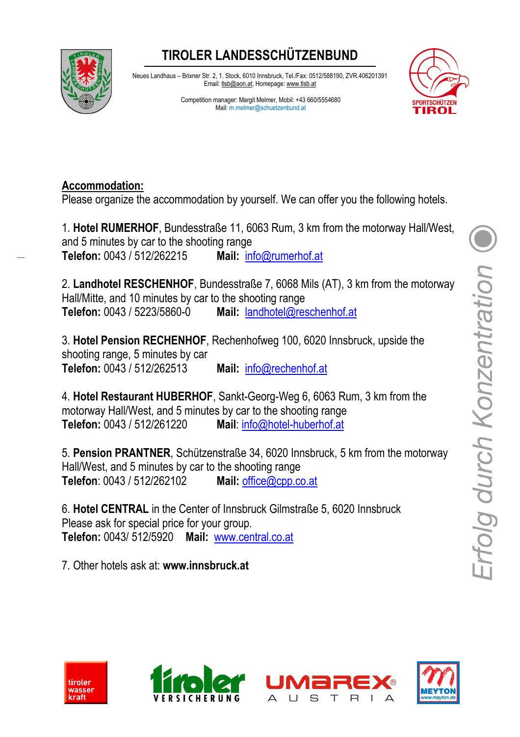# TIROLER LANDESSCHÜTZENBUND

Neues Landhaus – Brixner Str. 2, 1. Stock, 6010 Innsbruck, Tel./Fax: 0512/588190, ZVR.406201391
Email: tlsb@aon.at, Homepage: www.tlsb.at

Competition manager: Margit Melmer, Mobil: +43 660/5554680
Mail: m.melmer@schuetzenbund.at

**Accommodation:**
Please organize the accommodation by yourself. We can offer you the following hotels.

1. **Hotel RUMERHOF**, Bundesstraße 11, 6063 Rum, 3 km from the motorway Hall/West, and 5 minutes by car to the shooting range
**Telefon:** 0043 / 512/262215 **Mail:** info@rumerhof.at

2. **Landhotel RESCHENHOF**, Bundesstraße 7, 6068 Mils (AT), 3 km from the motorway Hall/Mitte, and 10 minutes by car to the shooting range
**Telefon:** 0043 / 5223/5860-0 **Mail:** landhotel@reschenhof.at

3. **Hotel Pension RECHENHOF**, Rechenhofweg 100, 6020 Innsbruck, upside the shooting range, 5 minutes by car
**Telefon:** 0043 / 512/262513 **Mail:** info@rechenhof.at

4. **Hotel Restaurant HUBERHOF**, Sankt-Georg-Weg 6, 6063 Rum, 3 km from the motorway Hall/West, and 5 minutes by car to the shooting range
**Telefon:** 0043 / 512/261220 **Mail**: info@hotel-huberhof.at

5. **Pension PRANTNER**, Schützenstraße 34, 6020 Innsbruck, 5 km from the motorway Hall/West, and 5 minutes by car to the shooting range
**Telefon**: 0043 / 512/262102 **Mail:** office@cpp.co.at

6. **Hotel CENTRAL** in the Center of Innsbruck Gilmstraße 5, 6020 Innsbruck
Please ask for special price for your group.
**Telefon:** 0043/ 512/5920 **Mail:** www.central.co.at

7. Other hotels ask at: **www.innsbruck.at**

*Erfolg durch Konzentration*